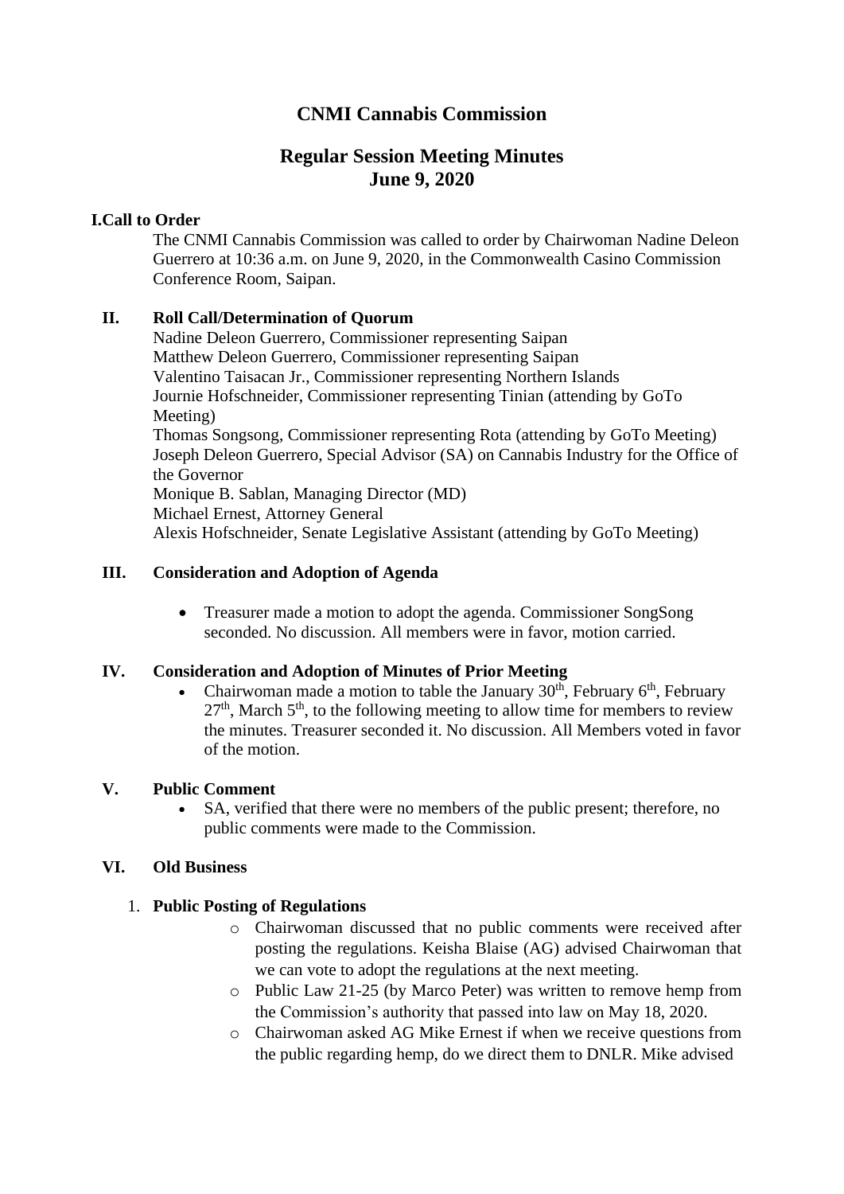# CNMI Cannabis Commission

## Regular Session Meeting Minutes
## June 9, 2020

**I. Call to Order**

The CNMI Cannabis Commission was called to order by Chairwoman Nadine Deleon Guerrero at 10:36 a.m. on June 9, 2020, in the Commonwealth Casino Commission Conference Room, Saipan.

**II. Roll Call/Determination of Quorum**

Nadine Deleon Guerrero, Commissioner representing Saipan
Matthew Deleon Guerrero, Commissioner representing Saipan
Valentino Taisacan Jr., Commissioner representing Northern Islands
Journie Hofschneider, Commissioner representing Tinian (attending by GoTo Meeting)
Thomas Songsong, Commissioner representing Rota (attending by GoTo Meeting)
Joseph Deleon Guerrero, Special Advisor (SA) on Cannabis Industry for the Office of the Governor
Monique B. Sablan, Managing Director (MD)
Michael Ernest, Attorney General
Alexis Hofschneider, Senate Legislative Assistant (attending by GoTo Meeting)

**III. Consideration and Adoption of Agenda**

- Treasurer made a motion to adopt the agenda. Commissioner SongSong seconded. No discussion. All members were in favor, motion carried.

**IV. Consideration and Adoption of Minutes of Prior Meeting**

- Chairwoman made a motion to table the January 30th, February 6th, February 27th, March 5th, to the following meeting to allow time for members to review the minutes. Treasurer seconded it. No discussion. All Members voted in favor of the motion.

**V. Public Comment**

- SA, verified that there were no members of the public present; therefore, no public comments were made to the Commission.

**VI. Old Business**

1. **Public Posting of Regulations**
   - Chairwoman discussed that no public comments were received after posting the regulations. Keisha Blaise (AG) advised Chairwoman that we can vote to adopt the regulations at the next meeting.
   - Public Law 21-25 (by Marco Peter) was written to remove hemp from the Commission's authority that passed into law on May 18, 2020.
   - Chairwoman asked AG Mike Ernest if when we receive questions from the public regarding hemp, do we direct them to DNLR. Mike advised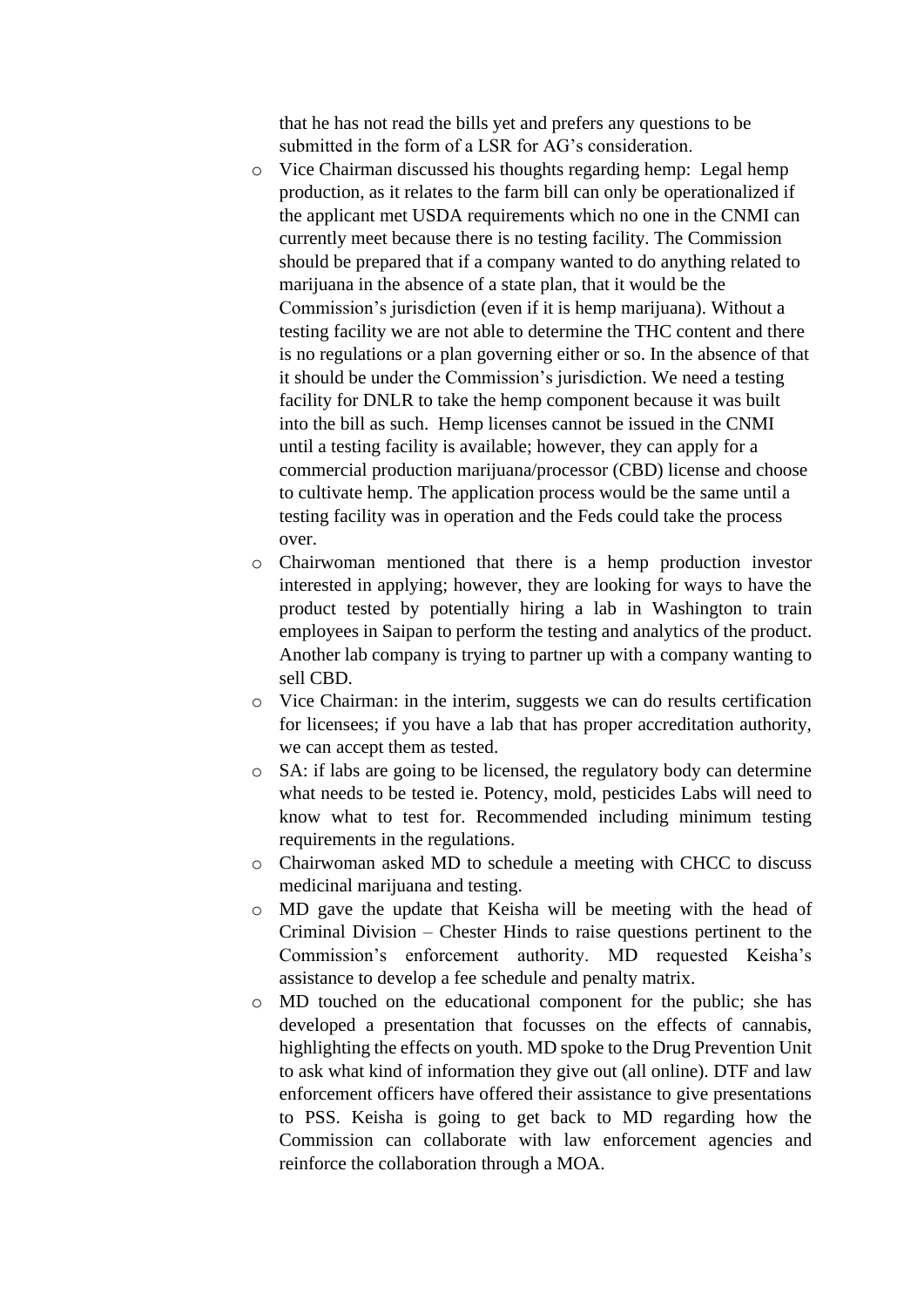that he has not read the bills yet and prefers any questions to be submitted in the form of a LSR for AG's consideration.

- Vice Chairman discussed his thoughts regarding hemp: Legal hemp production, as it relates to the farm bill can only be operationalized if the applicant met USDA requirements which no one in the CNMI can currently meet because there is no testing facility. The Commission should be prepared that if a company wanted to do anything related to marijuana in the absence of a state plan, that it would be the Commission's jurisdiction (even if it is hemp marijuana). Without a testing facility we are not able to determine the THC content and there is no regulations or a plan governing either or so. In the absence of that it should be under the Commission's jurisdiction. We need a testing facility for DNLR to take the hemp component because it was built into the bill as such. Hemp licenses cannot be issued in the CNMI until a testing facility is available; however, they can apply for a commercial production marijuana/processor (CBD) license and choose to cultivate hemp. The application process would be the same until a testing facility was in operation and the Feds could take the process over.
- Chairwoman mentioned that there is a hemp production investor interested in applying; however, they are looking for ways to have the product tested by potentially hiring a lab in Washington to train employees in Saipan to perform the testing and analytics of the product. Another lab company is trying to partner up with a company wanting to sell CBD.
- Vice Chairman: in the interim, suggests we can do results certification for licensees; if you have a lab that has proper accreditation authority, we can accept them as tested.
- SA: if labs are going to be licensed, the regulatory body can determine what needs to be tested ie. Potency, mold, pesticides Labs will need to know what to test for. Recommended including minimum testing requirements in the regulations.
- Chairwoman asked MD to schedule a meeting with CHCC to discuss medicinal marijuana and testing.
- MD gave the update that Keisha will be meeting with the head of Criminal Division – Chester Hinds to raise questions pertinent to the Commission's enforcement authority. MD requested Keisha's assistance to develop a fee schedule and penalty matrix.
- MD touched on the educational component for the public; she has developed a presentation that focusses on the effects of cannabis, highlighting the effects on youth. MD spoke to the Drug Prevention Unit to ask what kind of information they give out (all online). DTF and law enforcement officers have offered their assistance to give presentations to PSS. Keisha is going to get back to MD regarding how the Commission can collaborate with law enforcement agencies and reinforce the collaboration through a MOA.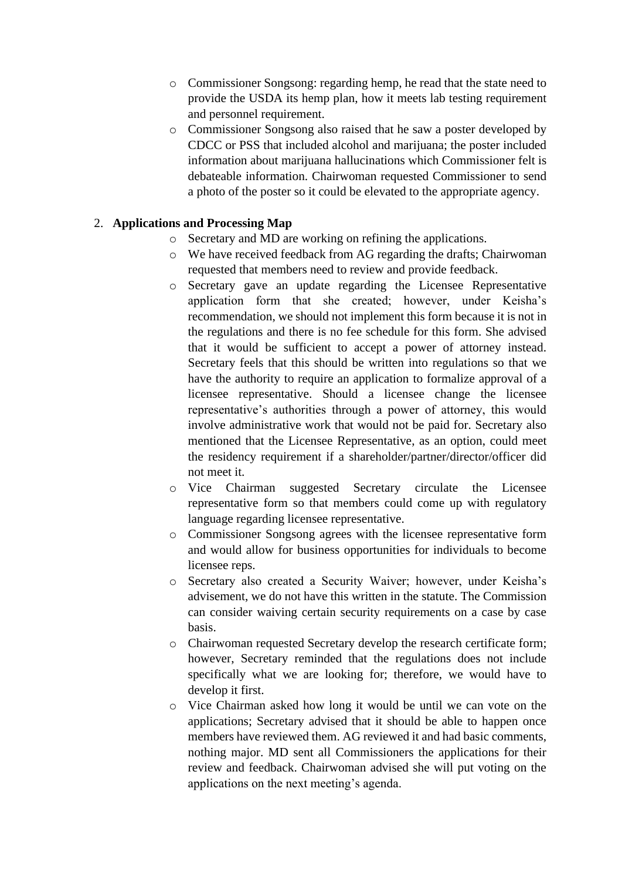- Commissioner Songsong: regarding hemp, he read that the state need to provide the USDA its hemp plan, how it meets lab testing requirement and personnel requirement.
- Commissioner Songsong also raised that he saw a poster developed by CDCC or PSS that included alcohol and marijuana; the poster included information about marijuana hallucinations which Commissioner felt is debateable information. Chairwoman requested Commissioner to send a photo of the poster so it could be elevated to the appropriate agency.

2. **Applications and Processing Map**
   - Secretary and MD are working on refining the applications.
   - We have received feedback from AG regarding the drafts; Chairwoman requested that members need to review and provide feedback.
   - Secretary gave an update regarding the Licensee Representative application form that she created; however, under Keisha's recommendation, we should not implement this form because it is not in the regulations and there is no fee schedule for this form. She advised that it would be sufficient to accept a power of attorney instead. Secretary feels that this should be written into regulations so that we have the authority to require an application to formalize approval of a licensee representative. Should a licensee change the licensee representative's authorities through a power of attorney, this would involve administrative work that would not be paid for. Secretary also mentioned that the Licensee Representative, as an option, could meet the residency requirement if a shareholder/partner/director/officer did not meet it.
   - Vice Chairman suggested Secretary circulate the Licensee representative form so that members could come up with regulatory language regarding licensee representative.
   - Commissioner Songsong agrees with the licensee representative form and would allow for business opportunities for individuals to become licensee reps.
   - Secretary also created a Security Waiver; however, under Keisha's advisement, we do not have this written in the statute. The Commission can consider waiving certain security requirements on a case by case basis.
   - Chairwoman requested Secretary develop the research certificate form; however, Secretary reminded that the regulations does not include specifically what we are looking for; therefore, we would have to develop it first.
   - Vice Chairman asked how long it would be until we can vote on the applications; Secretary advised that it should be able to happen once members have reviewed them. AG reviewed it and had basic comments, nothing major. MD sent all Commissioners the applications for their review and feedback. Chairwoman advised she will put voting on the applications on the next meeting's agenda.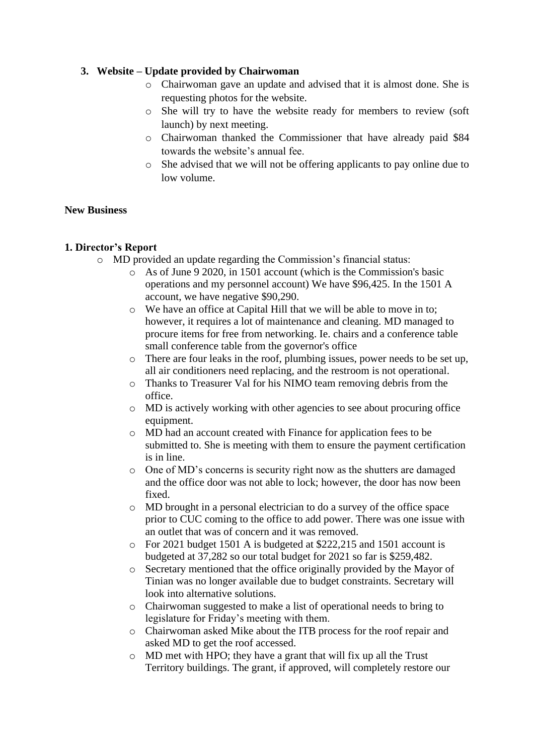3. **Website – Update provided by Chairwoman**
    - Chairwoman gave an update and advised that it is almost done. She is requesting photos for the website.
    - She will try to have the website ready for members to review (soft launch) by next meeting.
    - Chairwoman thanked the Commissioner that have already paid $84 towards the website's annual fee.
    - She advised that we will not be offering applicants to pay online due to low volume.

**New Business**

**1. Director's Report**

- MD provided an update regarding the Commission's financial status:
    - As of June 9 2020, in 1501 account (which is the Commission's basic operations and my personnel account) We have $96,425. In the 1501 A account, we have negative $90,290.
    - We have an office at Capital Hill that we will be able to move in to; however, it requires a lot of maintenance and cleaning. MD managed to procure items for free from networking. Ie. chairs and a conference table small conference table from the governor's office
    - There are four leaks in the roof, plumbing issues, power needs to be set up, all air conditioners need replacing, and the restroom is not operational.
    - Thanks to Treasurer Val for his NIMO team removing debris from the office.
    - MD is actively working with other agencies to see about procuring office equipment.
    - MD had an account created with Finance for application fees to be submitted to. She is meeting with them to ensure the payment certification is in line.
    - One of MD's concerns is security right now as the shutters are damaged and the office door was not able to lock; however, the door has now been fixed.
    - MD brought in a personal electrician to do a survey of the office space prior to CUC coming to the office to add power. There was one issue with an outlet that was of concern and it was removed.
    - For 2021 budget 1501 A is budgeted at $222,215 and 1501 account is budgeted at 37,282 so our total budget for 2021 so far is $259,482.
    - Secretary mentioned that the office originally provided by the Mayor of Tinian was no longer available due to budget constraints. Secretary will look into alternative solutions.
    - Chairwoman suggested to make a list of operational needs to bring to legislature for Friday's meeting with them.
    - Chairwoman asked Mike about the ITB process for the roof repair and asked MD to get the roof accessed.
    - MD met with HPO; they have a grant that will fix up all the Trust Territory buildings. The grant, if approved, will completely restore our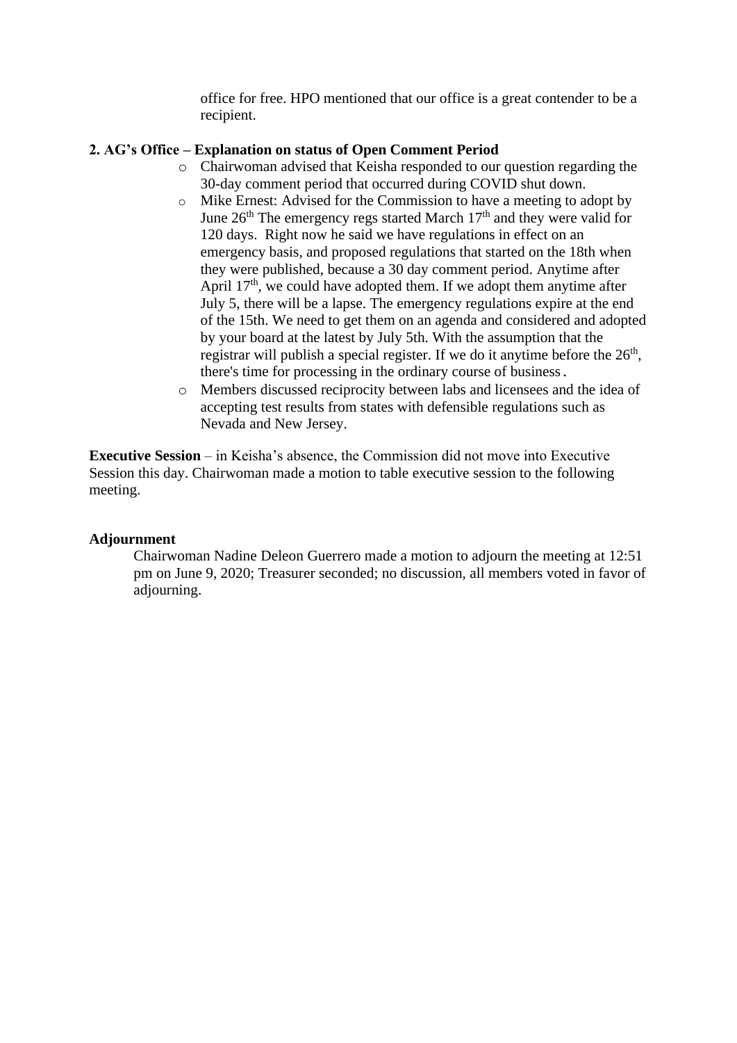office for free. HPO mentioned that our office is a great contender to be a recipient.

**2. AG's Office – Explanation on status of Open Comment Period**

- Chairwoman advised that Keisha responded to our question regarding the 30-day comment period that occurred during COVID shut down.
- Mike Ernest: Advised for the Commission to have a meeting to adopt by June 26th The emergency regs started March 17th and they were valid for 120 days. Right now he said we have regulations in effect on an emergency basis, and proposed regulations that started on the 18th when they were published, because a 30 day comment period. Anytime after April 17th, we could have adopted them. If we adopt them anytime after July 5, there will be a lapse. The emergency regulations expire at the end of the 15th. We need to get them on an agenda and considered and adopted by your board at the latest by July 5th. With the assumption that the registrar will publish a special register. If we do it anytime before the 26th, there's time for processing in the ordinary course of business.
- Members discussed reciprocity between labs and licensees and the idea of accepting test results from states with defensible regulations such as Nevada and New Jersey.

**Executive Session** – in Keisha's absence, the Commission did not move into Executive Session this day. Chairwoman made a motion to table executive session to the following meeting.

**Adjournment**

Chairwoman Nadine Deleon Guerrero made a motion to adjourn the meeting at 12:51 pm on June 9, 2020; Treasurer seconded; no discussion, all members voted in favor of adjourning.